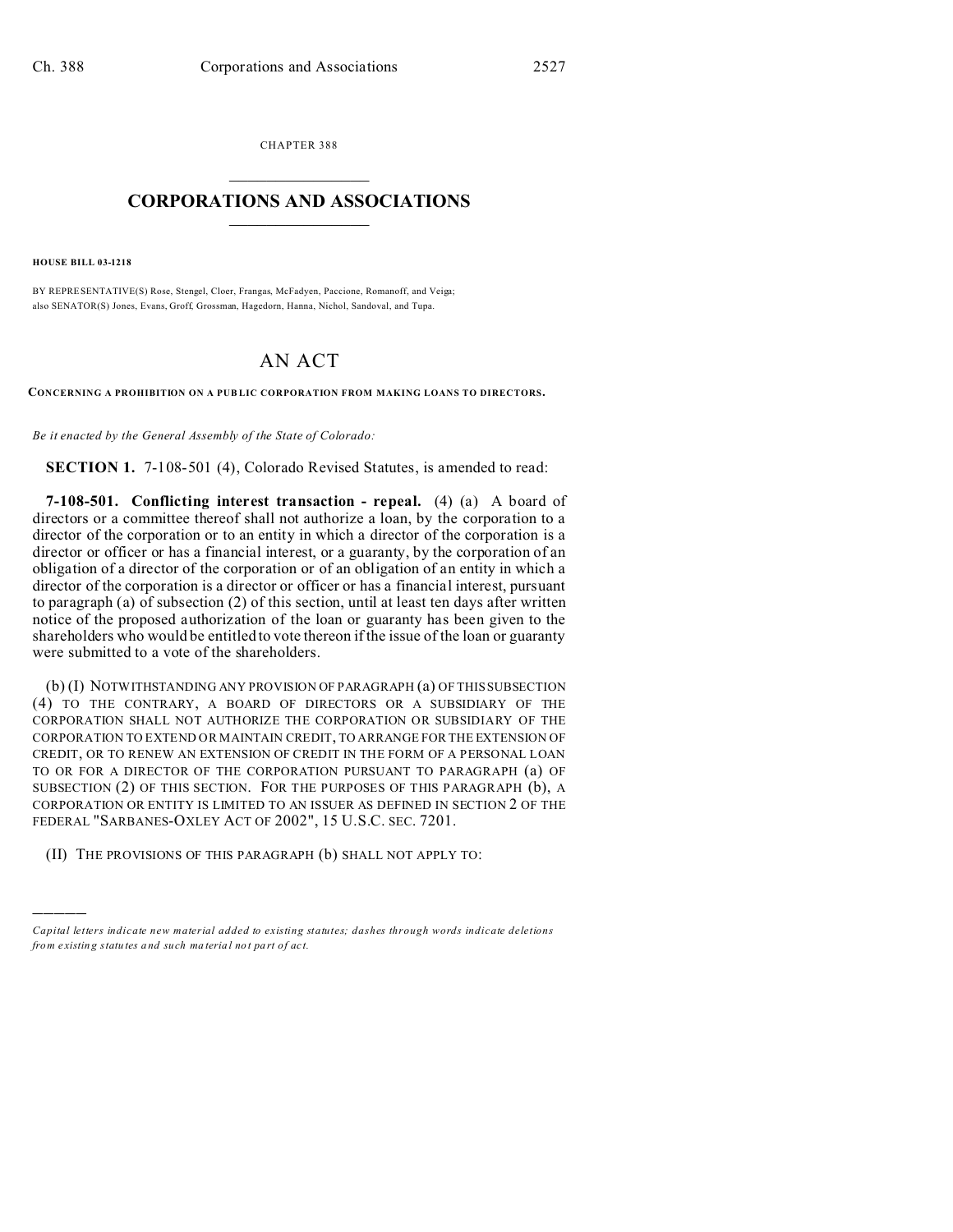CHAPTER 388

# CORPORATIONS AND ASSOCIATIONS

**HOUSE BILL 03-1218**

BY REPRESENTATIVE(S) Rose, Stengel, Cloer, Frangas, McFadyen, Paccione, Romanoff, and Veiga;
also SENATOR(S) Jones, Evans, Groff, Grossman, Hagedorn, Hanna, Nichol, Sandoval, and Tupa.

# AN ACT

**CONCERNING A PROHIBITION ON A PUBLIC CORPORATION FROM MAKING LOANS TO DIRECTORS.**

*Be it enacted by the General Assembly of the State of Colorado:*

**SECTION 1.** 7-108-501 (4), Colorado Revised Statutes, is amended to read:

**7-108-501. Conflicting interest transaction - repeal.** (4) (a) A board of directors or a committee thereof shall not authorize a loan, by the corporation to a director of the corporation or to an entity in which a director of the corporation is a director or officer or has a financial interest, or a guaranty, by the corporation of an obligation of a director of the corporation or of an obligation of an entity in which a director of the corporation is a director or officer or has a financial interest, pursuant to paragraph (a) of subsection (2) of this section, until at least ten days after written notice of the proposed authorization of the loan or guaranty has been given to the shareholders who would be entitled to vote thereon if the issue of the loan or guaranty were submitted to a vote of the shareholders.

(b) (I) NOTWITHSTANDING ANY PROVISION OF PARAGRAPH (a) OF THIS SUBSECTION (4) TO THE CONTRARY, A BOARD OF DIRECTORS OR A SUBSIDIARY OF THE CORPORATION SHALL NOT AUTHORIZE THE CORPORATION OR SUBSIDIARY OF THE CORPORATION TO EXTEND OR MAINTAIN CREDIT, TO ARRANGE FOR THE EXTENSION OF CREDIT, OR TO RENEW AN EXTENSION OF CREDIT IN THE FORM OF A PERSONAL LOAN TO OR FOR A DIRECTOR OF THE CORPORATION PURSUANT TO PARAGRAPH (a) OF SUBSECTION (2) OF THIS SECTION. FOR THE PURPOSES OF THIS PARAGRAPH (b), A CORPORATION OR ENTITY IS LIMITED TO AN ISSUER AS DEFINED IN SECTION 2 OF THE FEDERAL "SARBANES-OXLEY ACT OF 2002", 15 U.S.C. SEC. 7201.

(II) THE PROVISIONS OF THIS PARAGRAPH (b) SHALL NOT APPLY TO:

---

*Capital letters indicate new material added to existing statutes; dashes through words indicate deletions from existing statutes and such material not part of act.*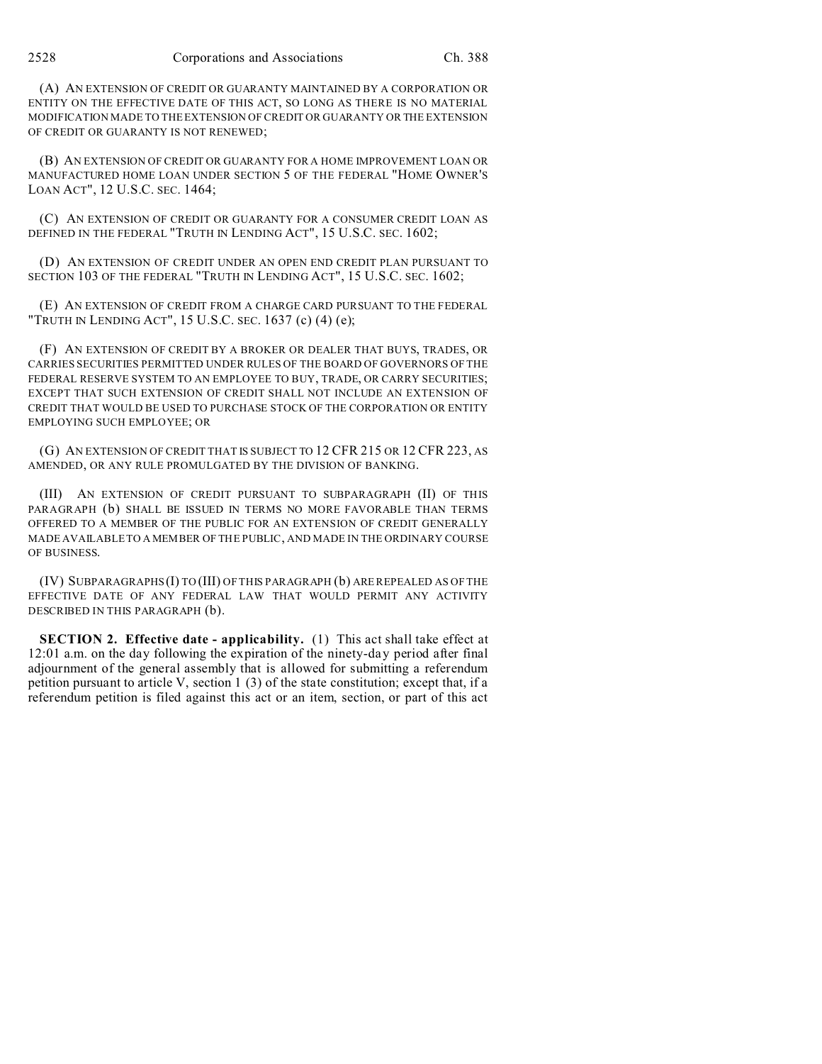(A) AN EXTENSION OF CREDIT OR GUARANTY MAINTAINED BY A CORPORATION OR ENTITY ON THE EFFECTIVE DATE OF THIS ACT, SO LONG AS THERE IS NO MATERIAL MODIFICATION MADE TO THE EXTENSION OF CREDIT OR GUARANTY OR THE EXTENSION OF CREDIT OR GUARANTY IS NOT RENEWED;

(B) AN EXTENSION OF CREDIT OR GUARANTY FOR A HOME IMPROVEMENT LOAN OR MANUFACTURED HOME LOAN UNDER SECTION 5 OF THE FEDERAL "HOME OWNER'S LOAN ACT", 12 U.S.C. SEC. 1464;

(C) AN EXTENSION OF CREDIT OR GUARANTY FOR A CONSUMER CREDIT LOAN AS DEFINED IN THE FEDERAL "TRUTH IN LENDING ACT", 15 U.S.C. SEC. 1602;

(D) AN EXTENSION OF CREDIT UNDER AN OPEN END CREDIT PLAN PURSUANT TO SECTION 103 OF THE FEDERAL "TRUTH IN LENDING ACT", 15 U.S.C. SEC. 1602;

(E) AN EXTENSION OF CREDIT FROM A CHARGE CARD PURSUANT TO THE FEDERAL "TRUTH IN LENDING ACT", 15 U.S.C. SEC. 1637 (c) (4) (e);

(F) AN EXTENSION OF CREDIT BY A BROKER OR DEALER THAT BUYS, TRADES, OR CARRIES SECURITIES PERMITTED UNDER RULES OF THE BOARD OF GOVERNORS OF THE FEDERAL RESERVE SYSTEM TO AN EMPLOYEE TO BUY, TRADE, OR CARRY SECURITIES; EXCEPT THAT SUCH EXTENSION OF CREDIT SHALL NOT INCLUDE AN EXTENSION OF CREDIT THAT WOULD BE USED TO PURCHASE STOCK OF THE CORPORATION OR ENTITY EMPLOYING SUCH EMPLOYEE; OR

(G) AN EXTENSION OF CREDIT THAT IS SUBJECT TO 12 CFR 215 OR 12 CFR 223, AS AMENDED, OR ANY RULE PROMULGATED BY THE DIVISION OF BANKING.

(III) AN EXTENSION OF CREDIT PURSUANT TO SUBPARAGRAPH (II) OF THIS PARAGRAPH (b) SHALL BE ISSUED IN TERMS NO MORE FAVORABLE THAN TERMS OFFERED TO A MEMBER OF THE PUBLIC FOR AN EXTENSION OF CREDIT GENERALLY MADE AVAILABLE TO A MEMBER OF THE PUBLIC, AND MADE IN THE ORDINARY COURSE OF BUSINESS.

(IV) SUBPARAGRAPHS (I) TO (III) OF THIS PARAGRAPH (b) ARE REPEALED AS OF THE EFFECTIVE DATE OF ANY FEDERAL LAW THAT WOULD PERMIT ANY ACTIVITY DESCRIBED IN THIS PARAGRAPH (b).

**SECTION 2. Effective date - applicability.** (1) This act shall take effect at 12:01 a.m. on the day following the expiration of the ninety-day period after final adjournment of the general assembly that is allowed for submitting a referendum petition pursuant to article V, section 1 (3) of the state constitution; except that, if a referendum petition is filed against this act or an item, section, or part of this act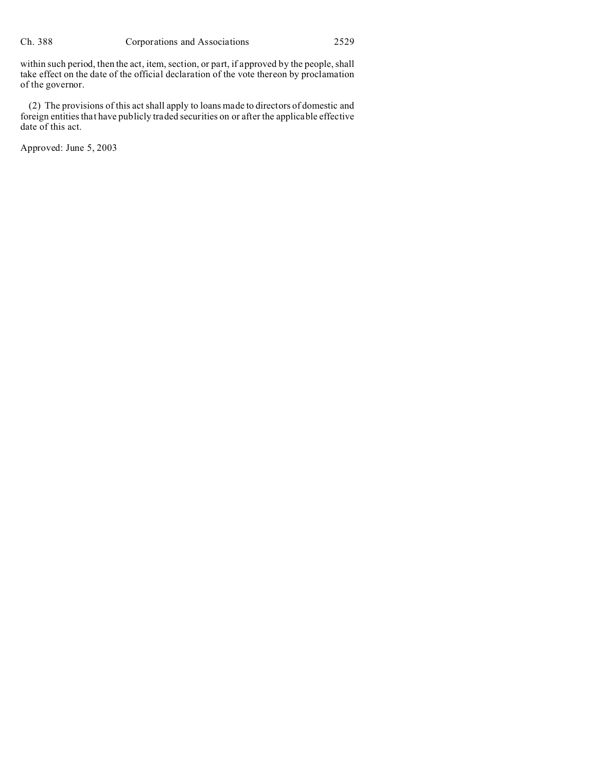within such period, then the act, item, section, or part, if approved by the people, shall take effect on the date of the official declaration of the vote thereon by proclamation of the governor.

(2) The provisions of this act shall apply to loans made to directors of domestic and foreign entities that have publicly traded securities on or after the applicable effective date of this act.

Approved: June 5, 2003